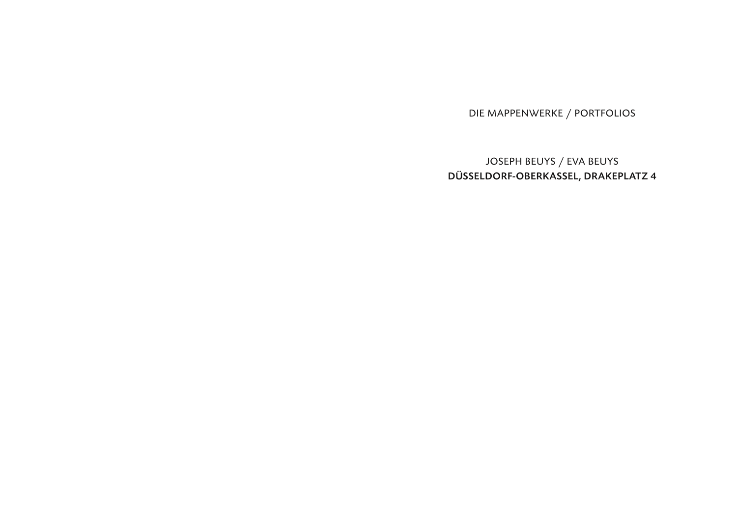DIE MAPPENWERKE / PORTFOLIOS

JOSEPH BEUYS / EVA BEUYS

**DÜSSELDORF-OBERKASSEL, DRAKEPLATZ 4**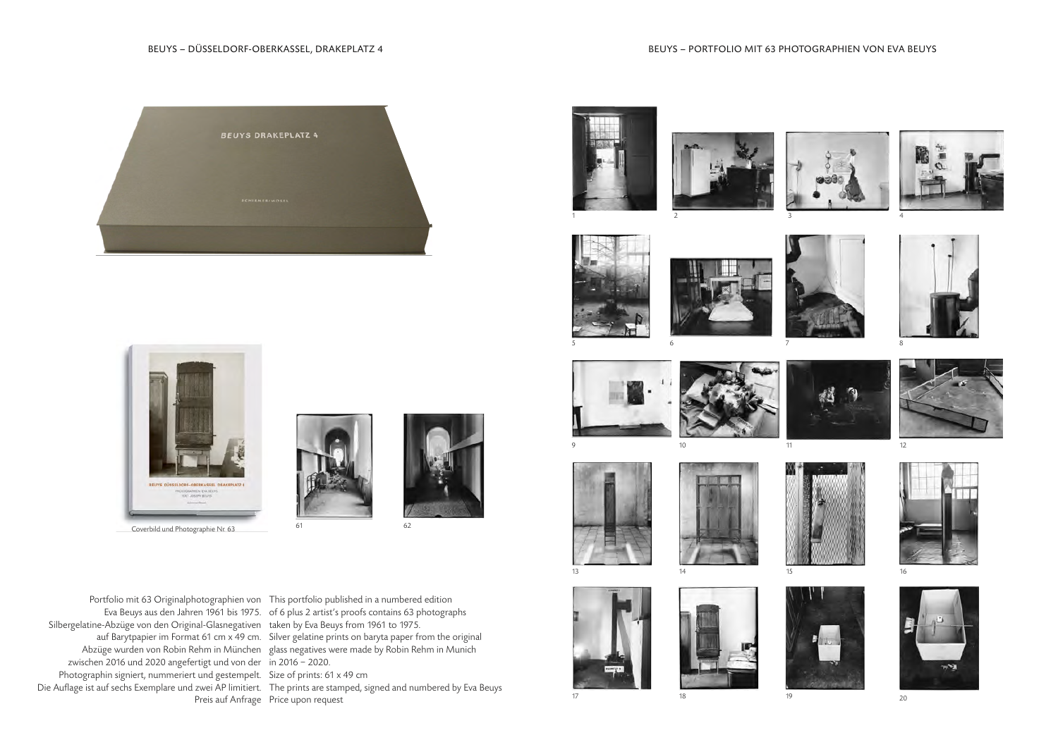BEUYS – DÜSSELDORF-OBERKASSEL, DRAKEPLATZ 4

BEUYS – PORTFOLIO MIT 63 PHOTOGRAPHIEN VON EVA BEUYS

Coverbild und Photographie Nr. 63

61

62

1 2 3 4

5 6 7 8

9 10 11 12

13 14 15 16

17 18 19 20

Portfolio mit 63 Originalphotographien von Eva Beuys aus den Jahren 1961 bis 1975. Silbergelatine-Abzüge von den Original-Glasnegativen auf Barytpapier im Format 61 cm x 49 cm. Abzüge wurden von Robin Rehm in München zwischen 2016 und 2020 angefertigt und von der Photographin signiert, nummeriert und gestempelt. Die Auflage ist auf sechs Exemplare und zwei AP limitiert.
Preis auf Anfrage

This portfolio published in a numbered edition of 6 plus 2 artist's proofs contains 63 photographs taken by Eva Beuys from 1961 to 1975. Silver gelatine prints on baryta paper from the original glass negatives were made by Robin Rehm in Munich in 2016 – 2020.
Size of prints: 61 x 49 cm
The prints are stamped, signed and numbered by Eva Beuys
Price upon request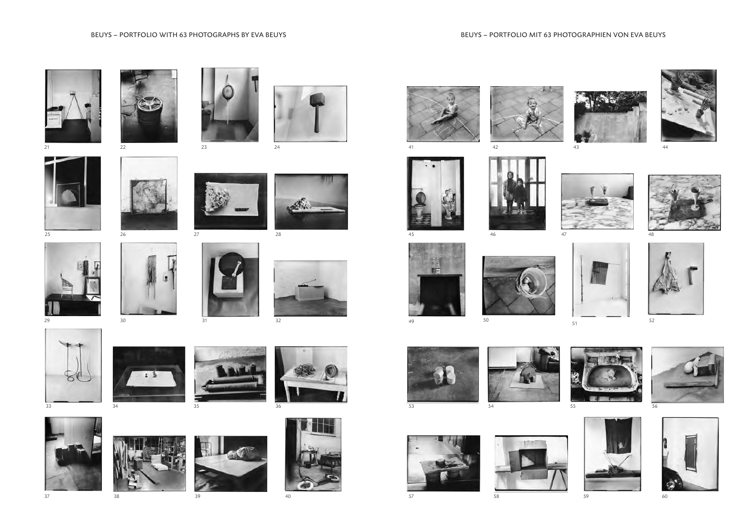BEUYS – PORTFOLIO WITH 63 PHOTOGRAPHS BY EVA BEUYS

21

22

23

24

25

26

27

28

29

30

31

32

33

34

35

36

37

38

39

40

BEUYS – PORTFOLIO MIT 63 PHOTOGRAPHIEN VON EVA BEUYS

41

42

43

44

45

46

47

48

49

50

51

52

53

54

55

56

57

58

59

60